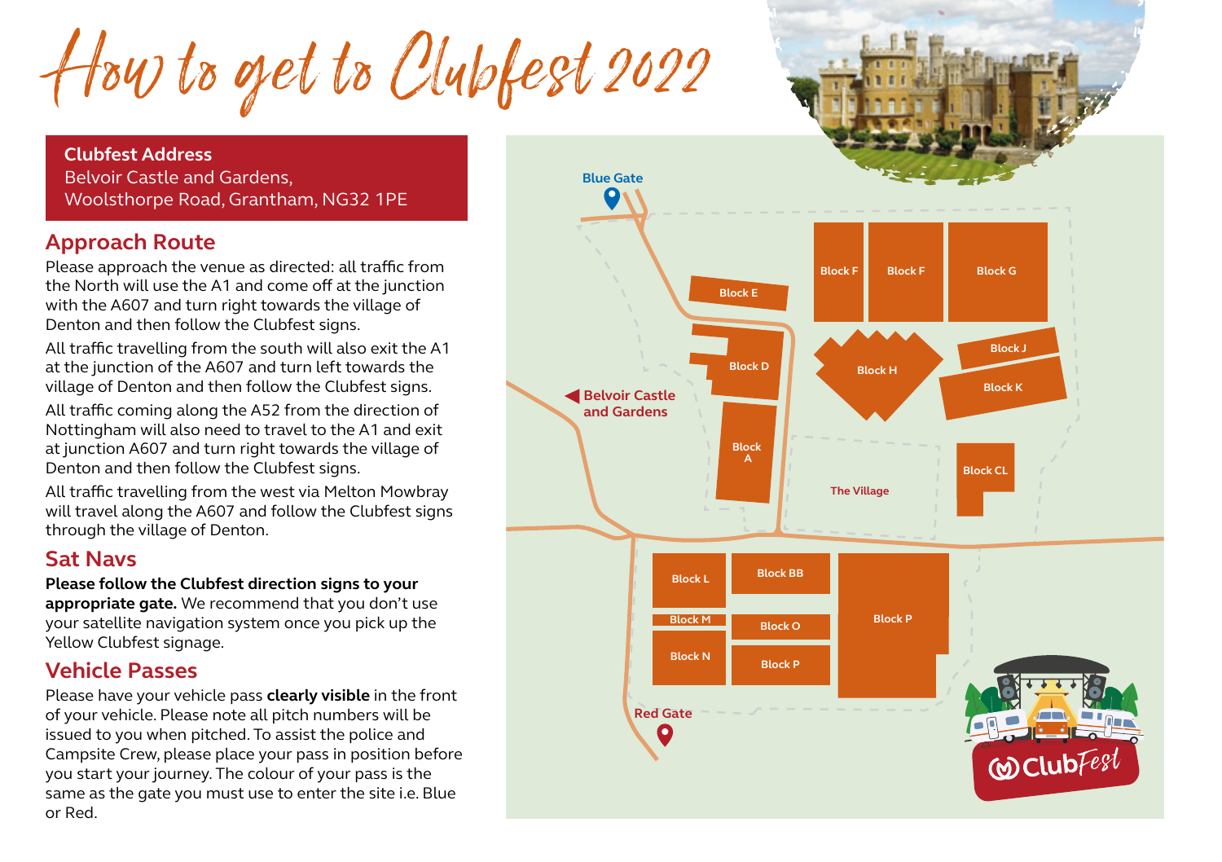# How to get to Clubfest 2022

**Clubfest Address**
Belvoir Castle and Gardens,
Woolsthorpe Road, Grantham, NG32 1PE

## Approach Route

Please approach the venue as directed: all traffic from the North will use the A1 and come off at the junction with the A607 and turn right towards the village of Denton and then follow the Clubfest signs.

All traffic travelling from the south will also exit the A1 at the junction of the A607 and turn left towards the village of Denton and then follow the Clubfest signs.

All traffic coming along the A52 from the direction of Nottingham will also need to travel to the A1 and exit at junction A607 and turn right towards the village of Denton and then follow the Clubfest signs.

All traffic travelling from the west via Melton Mowbray will travel along the A607 and follow the Clubfest signs through the village of Denton.

## Sat Navs

**Please follow the Clubfest direction signs to your appropriate gate.** We recommend that you don't use your satellite navigation system once you pick up the Yellow Clubfest signage.

## Vehicle Passes

Please have your vehicle pass **clearly visible** in the front of your vehicle. Please note all pitch numbers will be issued to you when pitched. To assist the police and Campsite Crew, please place your pass in position before you start your journey. The colour of your pass is the same as the gate you must use to enter the site i.e. Blue or Red.

Blue Gate

Block F
Block F
Block G
Block E
Block D
Block H
Block J
Block K
Belvoir Castle and Gardens
Block A
The Village
Block CL
Block L
Block BB
Block P
Block M
Block O
Block N
Block P
Red Gate

ClubFest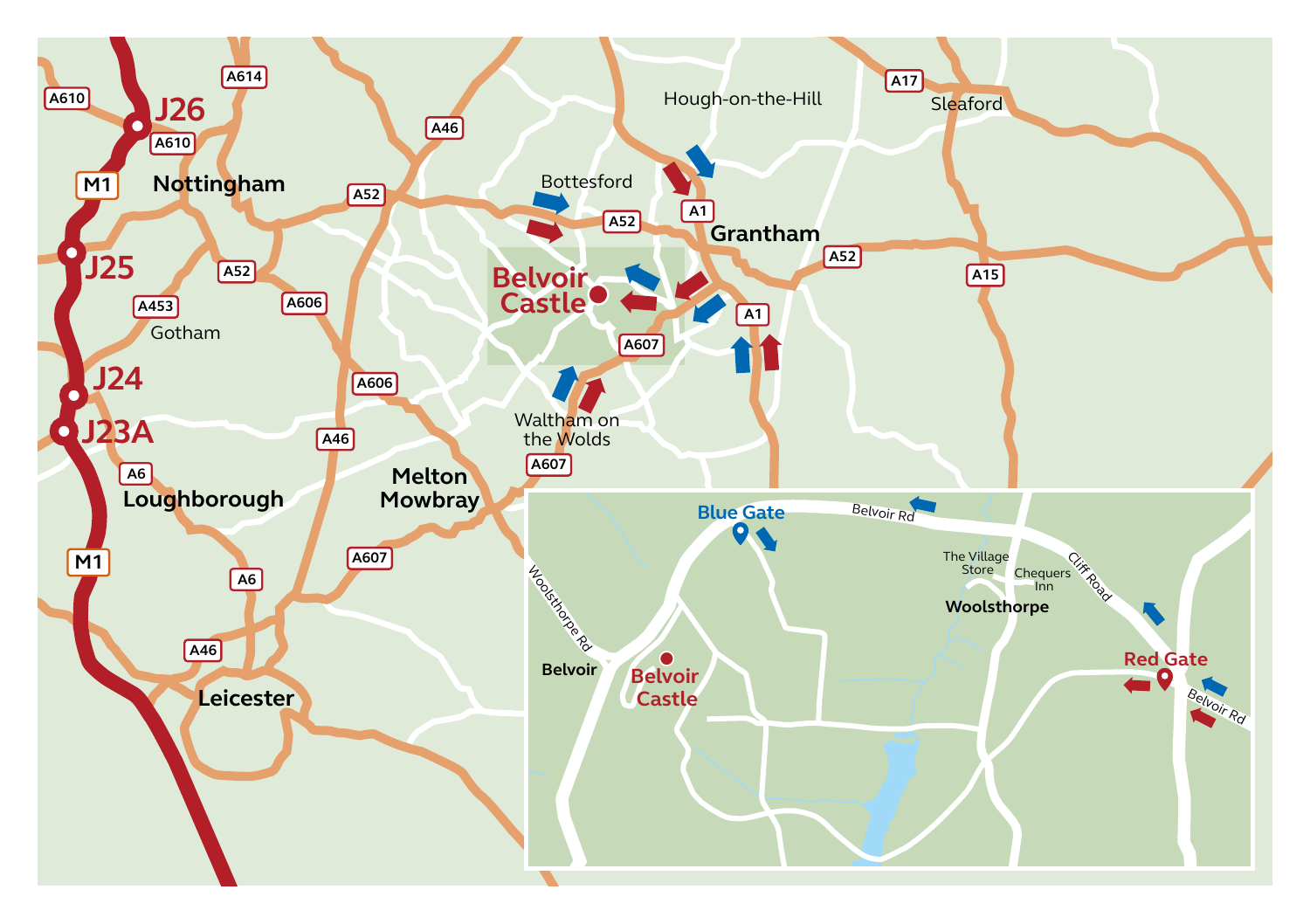A610
J26
A614
A610
M1
Nottingham
A46
A52
Bottesford
A52
Hough-on-the-Hill
A1
Grantham
A17
Sleaford
A52
A15
J25
A52
A453
Gotham
A606
Belvoir Castle
A607
A1
J24
A606
Waltham on the Wolds
J23A
A46
A607
A6
Loughborough
Melton Mowbray
A607
M1
A6
A46
Leicester

Blue Gate
Belvoir Rd
The Village Store
Chequers Inn
Cliff Road
Woolsthorpe
Woolsthorpe Rd
Belvoir
Belvoir Castle
Red Gate
Belvoir Rd